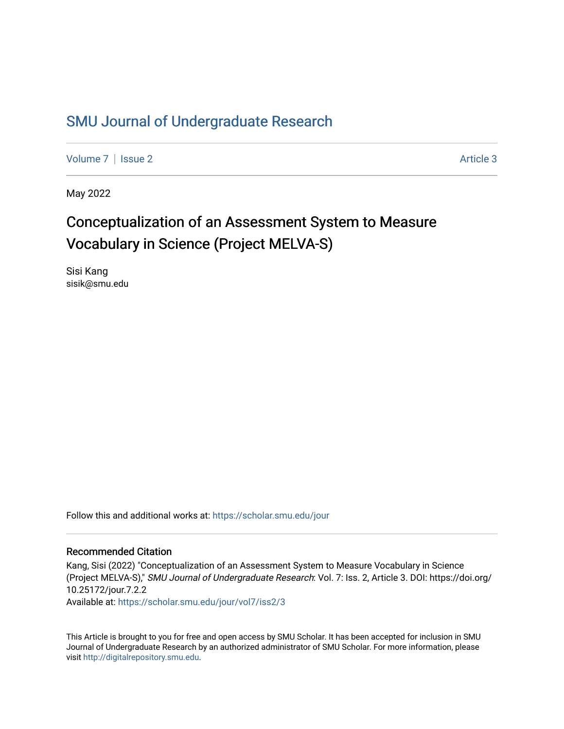# SMU Journal of Undergraduate Research

Volume 7 | Issue 2 — Article 3

May 2022

## Conceptualization of an Assessment System to Measure Vocabulary in Science (Project MELVA-S)

Sisi Kang
sisik@smu.edu

Follow this and additional works at: https://scholar.smu.edu/jour

### Recommended Citation

Kang, Sisi (2022) "Conceptualization of an Assessment System to Measure Vocabulary in Science (Project MELVA-S)," *SMU Journal of Undergraduate Research*: Vol. 7: Iss. 2, Article 3. DOI: https://doi.org/10.25172/jour.7.2.2

Available at: https://scholar.smu.edu/jour/vol7/iss2/3

This Article is brought to you for free and open access by SMU Scholar. It has been accepted for inclusion in SMU Journal of Undergraduate Research by an authorized administrator of SMU Scholar. For more information, please visit http://digitalrepository.smu.edu.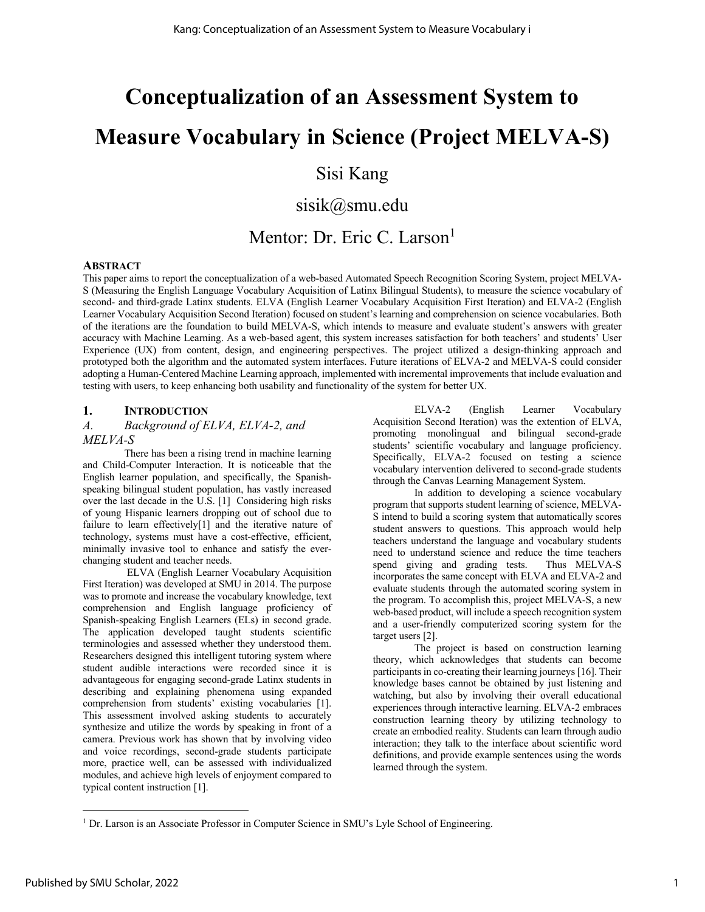# Conceptualization of an Assessment System to Measure Vocabulary in Science (Project MELVA-S)

Sisi Kang

sisik@smu.edu

Mentor: Dr. Eric C. Larson[1]

**ABSTRACT**

This paper aims to report the conceptualization of a web-based Automated Speech Recognition Scoring System, project MELVA-S (Measuring the English Language Vocabulary Acquisition of Latinx Bilingual Students), to measure the science vocabulary of second- and third-grade Latinx students. ELVA (English Learner Vocabulary Acquisition First Iteration) and ELVA-2 (English Learner Vocabulary Acquisition Second Iteration) focused on student's learning and comprehension on science vocabularies. Both of the iterations are the foundation to build MELVA-S, which intends to measure and evaluate student's answers with greater accuracy with Machine Learning. As a web-based agent, this system increases satisfaction for both teachers' and students' User Experience (UX) from content, design, and engineering perspectives. The project utilized a design-thinking approach and prototyped both the algorithm and the automated system interfaces. Future iterations of ELVA-2 and MELVA-S could consider adopting a Human-Centered Machine Learning approach, implemented with incremental improvements that include evaluation and testing with users, to keep enhancing both usability and functionality of the system for better UX.

## 1. INTRODUCTION

### *A. Background of ELVA, ELVA-2, and MELVA-S*

There has been a rising trend in machine learning and Child-Computer Interaction. It is noticeable that the English learner population, and specifically, the Spanish-speaking bilingual student population, has vastly increased over the last decade in the U.S. [1] Considering high risks of young Hispanic learners dropping out of school due to failure to learn effectively[1] and the iterative nature of technology, systems must have a cost-effective, efficient, minimally invasive tool to enhance and satisfy the ever-changing student and teacher needs.

ELVA (English Learner Vocabulary Acquisition First Iteration) was developed at SMU in 2014. The purpose was to promote and increase the vocabulary knowledge, text comprehension and English language proficiency of Spanish-speaking English Learners (ELs) in second grade. The application developed taught students scientific terminologies and assessed whether they understood them. Researchers designed this intelligent tutoring system where student audible interactions were recorded since it is advantageous for engaging second-grade Latinx students in describing and explaining phenomena using expanded comprehension from students' existing vocabularies [1]. This assessment involved asking students to accurately synthesize and utilize the words by speaking in front of a camera. Previous work has shown that by involving video and voice recordings, second-grade students participate more, practice well, can be assessed with individualized modules, and achieve high levels of enjoyment compared to typical content instruction [1].

ELVA-2 (English Learner Vocabulary Acquisition Second Iteration) was the extention of ELVA, promoting monolingual and bilingual second-grade students' scientific vocabulary and language proficiency. Specifically, ELVA-2 focused on testing a science vocabulary intervention delivered to second-grade students through the Canvas Learning Management System.

In addition to developing a science vocabulary program that supports student learning of science, MELVA-S intend to build a scoring system that automatically scores student answers to questions. This approach would help teachers understand the language and vocabulary students need to understand science and reduce the time teachers spend giving and grading tests. Thus MELVA-S incorporates the same concept with ELVA and ELVA-2 and evaluate students through the automated scoring system in the program. To accomplish this, project MELVA-S, a new web-based product, will include a speech recognition system and a user-friendly computerized scoring system for the target users [2].

The project is based on construction learning theory, which acknowledges that students can become participants in co-creating their learning journeys [16]. Their knowledge bases cannot be obtained by just listening and watching, but also by involving their overall educational experiences through interactive learning. ELVA-2 embraces construction learning theory by utilizing technology to create an embodied reality. Students can learn through audio interaction; they talk to the interface about scientific word definitions, and provide example sentences using the words learned through the system.

---

[1] Dr. Larson is an Associate Professor in Computer Science in SMU's Lyle School of Engineering.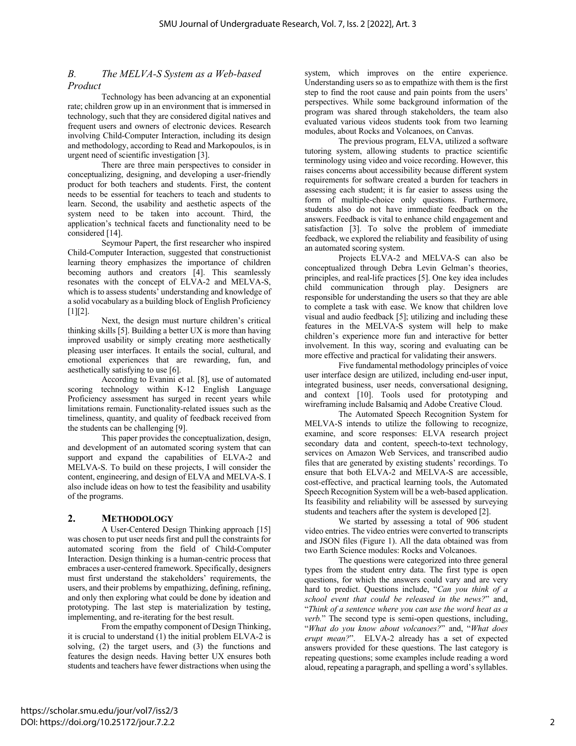### B. The MELVA-S System as a Web-based Product

Technology has been advancing at an exponential rate; children grow up in an environment that is immersed in technology, such that they are considered digital natives and frequent users and owners of electronic devices. Research involving Child-Computer Interaction, including its design and methodology, according to Read and Markopoulos, is in urgent need of scientific investigation [3].

There are three main perspectives to consider in conceptualizing, designing, and developing a user-friendly product for both teachers and students. First, the content needs to be essential for teachers to teach and students to learn. Second, the usability and aesthetic aspects of the system need to be taken into account. Third, the application's technical facets and functionality need to be considered [14].

Seymour Papert, the first researcher who inspired Child-Computer Interaction, suggested that constructionist learning theory emphasizes the importance of children becoming authors and creators [4]. This seamlessly resonates with the concept of ELVA-2 and MELVA-S, which is to assess students' understanding and knowledge of a solid vocabulary as a building block of English Proficiency [1][2].

Next, the design must nurture children's critical thinking skills [5]. Building a better UX is more than having improved usability or simply creating more aesthetically pleasing user interfaces. It entails the social, cultural, and emotional experiences that are rewarding, fun, and aesthetically satisfying to use [6].

According to Evanini et al. [8], use of automated scoring technology within K-12 English Language Proficiency assessment has surged in recent years while limitations remain. Functionality-related issues such as the timeliness, quantity, and quality of feedback received from the students can be challenging [9].

This paper provides the conceptualization, design, and development of an automated scoring system that can support and expand the capabilities of ELVA-2 and MELVA-S. To build on these projects, I will consider the content, engineering, and design of ELVA and MELVA-S. I also include ideas on how to test the feasibility and usability of the programs.

## 2. METHODOLOGY

A User-Centered Design Thinking approach [15] was chosen to put user needs first and pull the constraints for automated scoring from the field of Child-Computer Interaction. Design thinking is a human-centric process that embraces a user-centered framework. Specifically, designers must first understand the stakeholders' requirements, the users, and their problems by empathizing, defining, refining, and only then exploring what could be done by ideation and prototyping. The last step is materialization by testing, implementing, and re-iterating for the best result.

From the empathy component of Design Thinking, it is crucial to understand (1) the initial problem ELVA-2 is solving, (2) the target users, and (3) the functions and features the design needs. Having better UX ensures both students and teachers have fewer distractions when using the system, which improves on the entire experience. Understanding users so as to empathize with them is the first step to find the root cause and pain points from the users' perspectives. While some background information of the program was shared through stakeholders, the team also evaluated various videos students took from two learning modules, about Rocks and Volcanoes, on Canvas.

The previous program, ELVA, utilized a software tutoring system, allowing students to practice scientific terminology using video and voice recording. However, this raises concerns about accessibility because different system requirements for software created a burden for teachers in assessing each student; it is far easier to assess using the form of multiple-choice only questions. Furthermore, students also do not have immediate feedback on the answers. Feedback is vital to enhance child engagement and satisfaction [3]. To solve the problem of immediate feedback, we explored the reliability and feasibility of using an automated scoring system.

Projects ELVA-2 and MELVA-S can also be conceptualized through Debra Levin Gelman's theories, principles, and real-life practices [5]. One key idea includes child communication through play. Designers are responsible for understanding the users so that they are able to complete a task with ease. We know that children love visual and audio feedback [5]; utilizing and including these features in the MELVA-S system will help to make children's experience more fun and interactive for better involvement. In this way, scoring and evaluating can be more effective and practical for validating their answers.

Five fundamental methodology principles of voice user interface design are utilized, including end-user input, integrated business, user needs, conversational designing, and context [10]. Tools used for prototyping and wireframing include Balsamiq and Adobe Creative Cloud.

The Automated Speech Recognition System for MELVA-S intends to utilize the following to recognize, examine, and score responses: ELVA research project secondary data and content, speech-to-text technology, services on Amazon Web Services, and transcribed audio files that are generated by existing students' recordings. To ensure that both ELVA-2 and MELVA-S are accessible, cost-effective, and practical learning tools, the Automated Speech Recognition System will be a web-based application. Its feasibility and reliability will be assessed by surveying students and teachers after the system is developed [2].

We started by assessing a total of 906 student video entries. The video entries were converted to transcripts and JSON files (Figure 1). All the data obtained was from two Earth Science modules: Rocks and Volcanoes.

The questions were categorized into three general types from the student entry data. The first type is open questions, for which the answers could vary and are very hard to predict. Questions include, "*Can you think of a school event that could be released in the news?*" and, "*Think of a sentence where you can use the word heat as a verb.*" The second type is semi-open questions, including, "*What do you know about volcanoes?*" and, "*What does erupt mean?*". ELVA-2 already has a set of expected answers provided for these questions. The last category is repeating questions; some examples include reading a word aloud, repeating a paragraph, and spelling a word's syllables.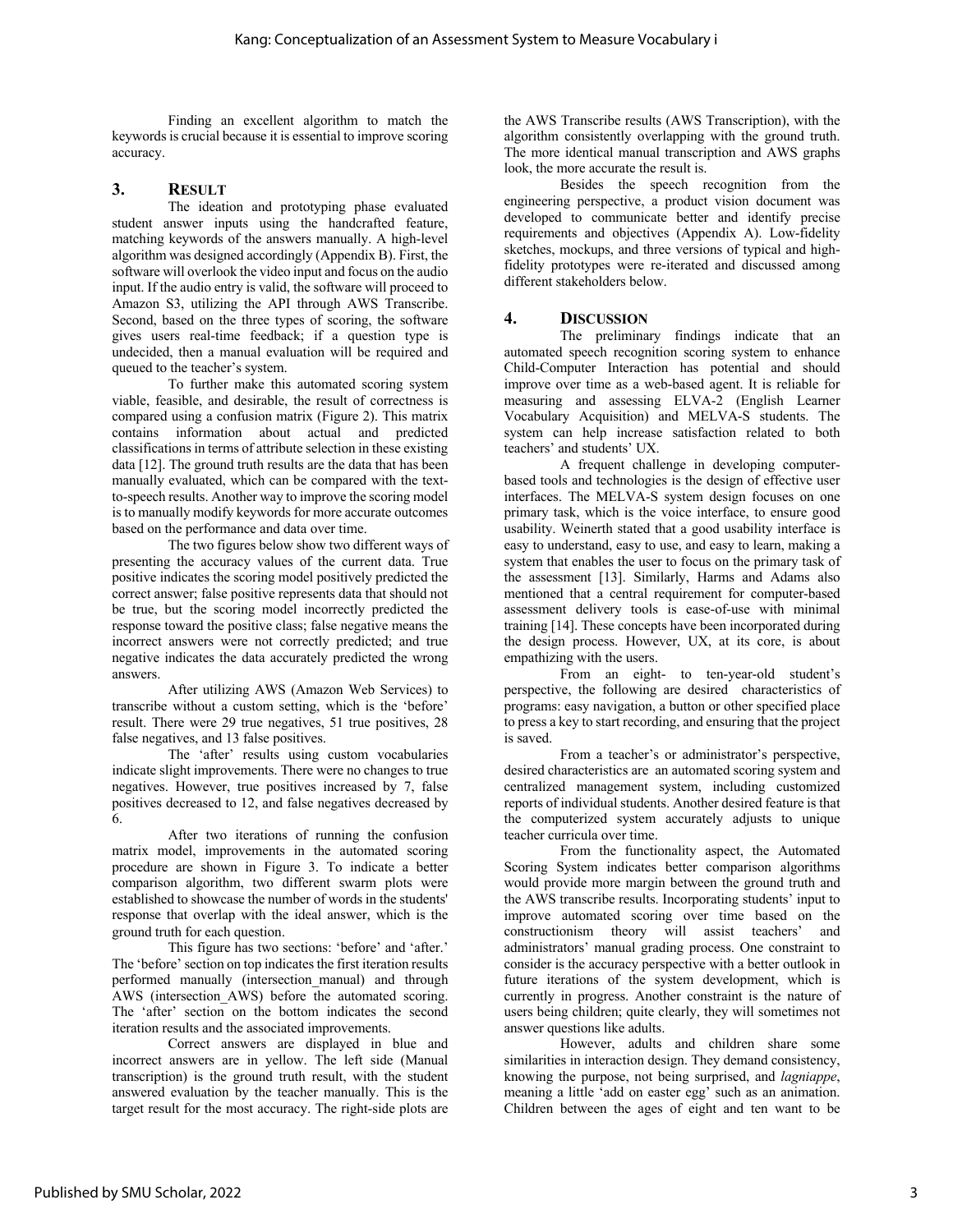Finding an excellent algorithm to match the keywords is crucial because it is essential to improve scoring accuracy.

## 3. RESULT

The ideation and prototyping phase evaluated student answer inputs using the handcrafted feature, matching keywords of the answers manually. A high-level algorithm was designed accordingly (Appendix B). First, the software will overlook the video input and focus on the audio input. If the audio entry is valid, the software will proceed to Amazon S3, utilizing the API through AWS Transcribe. Second, based on the three types of scoring, the software gives users real-time feedback; if a question type is undecided, then a manual evaluation will be required and queued to the teacher's system.

To further make this automated scoring system viable, feasible, and desirable, the result of correctness is compared using a confusion matrix (Figure 2). This matrix contains information about actual and predicted classifications in terms of attribute selection in these existing data [12]. The ground truth results are the data that has been manually evaluated, which can be compared with the text-to-speech results. Another way to improve the scoring model is to manually modify keywords for more accurate outcomes based on the performance and data over time.

The two figures below show two different ways of presenting the accuracy values of the current data. True positive indicates the scoring model positively predicted the correct answer; false positive represents data that should not be true, but the scoring model incorrectly predicted the response toward the positive class; false negative means the incorrect answers were not correctly predicted; and true negative indicates the data accurately predicted the wrong answers.

After utilizing AWS (Amazon Web Services) to transcribe without a custom setting, which is the 'before' result. There were 29 true negatives, 51 true positives, 28 false negatives, and 13 false positives.

The 'after' results using custom vocabularies indicate slight improvements. There were no changes to true negatives. However, true positives increased by 7, false positives decreased to 12, and false negatives decreased by 6.

After two iterations of running the confusion matrix model, improvements in the automated scoring procedure are shown in Figure 3. To indicate a better comparison algorithm, two different swarm plots were established to showcase the number of words in the students' response that overlap with the ideal answer, which is the ground truth for each question.

This figure has two sections: 'before' and 'after.' The 'before' section on top indicates the first iteration results performed manually (intersection_manual) and through AWS (intersection_AWS) before the automated scoring. The 'after' section on the bottom indicates the second iteration results and the associated improvements.

Correct answers are displayed in blue and incorrect answers are in yellow. The left side (Manual transcription) is the ground truth result, with the student answered evaluation by the teacher manually. This is the target result for the most accuracy. The right-side plots are the AWS Transcribe results (AWS Transcription), with the algorithm consistently overlapping with the ground truth. The more identical manual transcription and AWS graphs look, the more accurate the result is.

Besides the speech recognition from the engineering perspective, a product vision document was developed to communicate better and identify precise requirements and objectives (Appendix A). Low-fidelity sketches, mockups, and three versions of typical and high-fidelity prototypes were re-iterated and discussed among different stakeholders below.

## 4. DISCUSSION

The preliminary findings indicate that an automated speech recognition scoring system to enhance Child-Computer Interaction has potential and should improve over time as a web-based agent. It is reliable for measuring and assessing ELVA-2 (English Learner Vocabulary Acquisition) and MELVA-S students. The system can help increase satisfaction related to both teachers' and students' UX.

A frequent challenge in developing computer-based tools and technologies is the design of effective user interfaces. The MELVA-S system design focuses on one primary task, which is the voice interface, to ensure good usability. Weinerth stated that a good usability interface is easy to understand, easy to use, and easy to learn, making a system that enables the user to focus on the primary task of the assessment [13]. Similarly, Harms and Adams also mentioned that a central requirement for computer-based assessment delivery tools is ease-of-use with minimal training [14]. These concepts have been incorporated during the design process. However, UX, at its core, is about empathizing with the users.

From an eight- to ten-year-old student's perspective, the following are desired characteristics of programs: easy navigation, a button or other specified place to press a key to start recording, and ensuring that the project is saved.

From a teacher's or administrator's perspective, desired characteristics are an automated scoring system and centralized management system, including customized reports of individual students. Another desired feature is that the computerized system accurately adjusts to unique teacher curricula over time.

From the functionality aspect, the Automated Scoring System indicates better comparison algorithms would provide more margin between the ground truth and the AWS transcribe results. Incorporating students' input to improve automated scoring over time based on the constructionism theory will assist teachers' and administrators' manual grading process. One constraint to consider is the accuracy perspective with a better outlook in future iterations of the system development, which is currently in progress. Another constraint is the nature of users being children; quite clearly, they will sometimes not answer questions like adults.

However, adults and children share some similarities in interaction design. They demand consistency, knowing the purpose, not being surprised, and *lagniappe*, meaning a little 'add on easter egg' such as an animation. Children between the ages of eight and ten want to be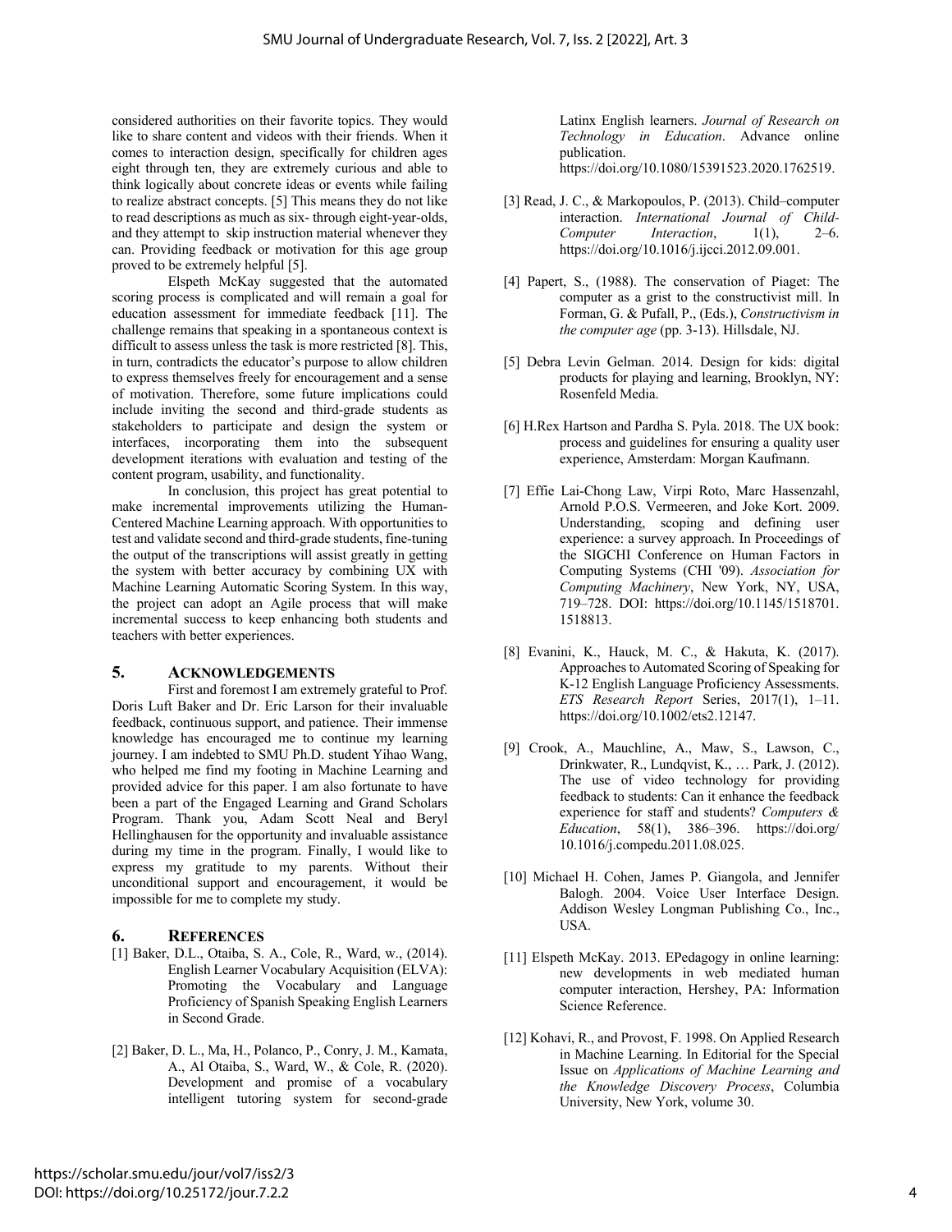considered authorities on their favorite topics. They would like to share content and videos with their friends. When it comes to interaction design, specifically for children ages eight through ten, they are extremely curious and able to think logically about concrete ideas or events while failing to realize abstract concepts. [5] This means they do not like to read descriptions as much as six- through eight-year-olds, and they attempt to skip instruction material whenever they can. Providing feedback or motivation for this age group proved to be extremely helpful [5].

Elspeth McKay suggested that the automated scoring process is complicated and will remain a goal for education assessment for immediate feedback [11]. The challenge remains that speaking in a spontaneous context is difficult to assess unless the task is more restricted [8]. This, in turn, contradicts the educator's purpose to allow children to express themselves freely for encouragement and a sense of motivation. Therefore, some future implications could include inviting the second and third-grade students as stakeholders to participate and design the system or interfaces, incorporating them into the subsequent development iterations with evaluation and testing of the content program, usability, and functionality.

In conclusion, this project has great potential to make incremental improvements utilizing the Human-Centered Machine Learning approach. With opportunities to test and validate second and third-grade students, fine-tuning the output of the transcriptions will assist greatly in getting the system with better accuracy by combining UX with Machine Learning Automatic Scoring System. In this way, the project can adopt an Agile process that will make incremental success to keep enhancing both students and teachers with better experiences.

## 5. Acknowledgements

First and foremost I am extremely grateful to Prof. Doris Luft Baker and Dr. Eric Larson for their invaluable feedback, continuous support, and patience. Their immense knowledge has encouraged me to continue my learning journey. I am indebted to SMU Ph.D. student Yihao Wang, who helped me find my footing in Machine Learning and provided advice for this paper. I am also fortunate to have been a part of the Engaged Learning and Grand Scholars Program. Thank you, Adam Scott Neal and Beryl Hellinghausen for the opportunity and invaluable assistance during my time in the program. Finally, I would like to express my gratitude to my parents. Without their unconditional support and encouragement, it would be impossible for me to complete my study.

## 6. References

[1] Baker, D.L., Otaiba, S. A., Cole, R., Ward, w., (2014). English Learner Vocabulary Acquisition (ELVA): Promoting the Vocabulary and Language Proficiency of Spanish Speaking English Learners in Second Grade.

[2] Baker, D. L., Ma, H., Polanco, P., Conry, J. M., Kamata, A., Al Otaiba, S., Ward, W., & Cole, R. (2020). Development and promise of a vocabulary intelligent tutoring system for second-grade Latinx English learners. *Journal of Research on Technology in Education*. Advance online publication. https://doi.org/10.1080/15391523.2020.1762519.

[3] Read, J. C., & Markopoulos, P. (2013). Child–computer interaction. *International Journal of Child-Computer Interaction*, 1(1), 2–6. https://doi.org/10.1016/j.ijcci.2012.09.001.

[4] Papert, S., (1988). The conservation of Piaget: The computer as a grist to the constructivist mill. In Forman, G. & Pufall, P., (Eds.), *Constructivism in the computer age* (pp. 3-13). Hillsdale, NJ.

[5] Debra Levin Gelman. 2014. Design for kids: digital products for playing and learning, Brooklyn, NY: Rosenfeld Media.

[6] H.Rex Hartson and Pardha S. Pyla. 2018. The UX book: process and guidelines for ensuring a quality user experience, Amsterdam: Morgan Kaufmann.

[7] Effie Lai-Chong Law, Virpi Roto, Marc Hassenzahl, Arnold P.O.S. Vermeeren, and Joke Kort. 2009. Understanding, scoping and defining user experience: a survey approach. In Proceedings of the SIGCHI Conference on Human Factors in Computing Systems (CHI '09). *Association for Computing Machinery*, New York, NY, USA, 719–728. DOI: https://doi.org/10.1145/1518701.1518813.

[8] Evanini, K., Hauck, M. C., & Hakuta, K. (2017). Approaches to Automated Scoring of Speaking for K-12 English Language Proficiency Assessments. *ETS Research Report* Series, 2017(1), 1–11. https://doi.org/10.1002/ets2.12147.

[9] Crook, A., Mauchline, A., Maw, S., Lawson, C., Drinkwater, R., Lundqvist, K., … Park, J. (2012). The use of video technology for providing feedback to students: Can it enhance the feedback experience for staff and students? *Computers & Education*, 58(1), 386–396. https://doi.org/10.1016/j.compedu.2011.08.025.

[10] Michael H. Cohen, James P. Giangola, and Jennifer Balogh. 2004. Voice User Interface Design. Addison Wesley Longman Publishing Co., Inc., USA.

[11] Elspeth McKay. 2013. EPedagogy in online learning: new developments in web mediated human computer interaction, Hershey, PA: Information Science Reference.

[12] Kohavi, R., and Provost, F. 1998. On Applied Research in Machine Learning. In Editorial for the Special Issue on *Applications of Machine Learning and the Knowledge Discovery Process*, Columbia University, New York, volume 30.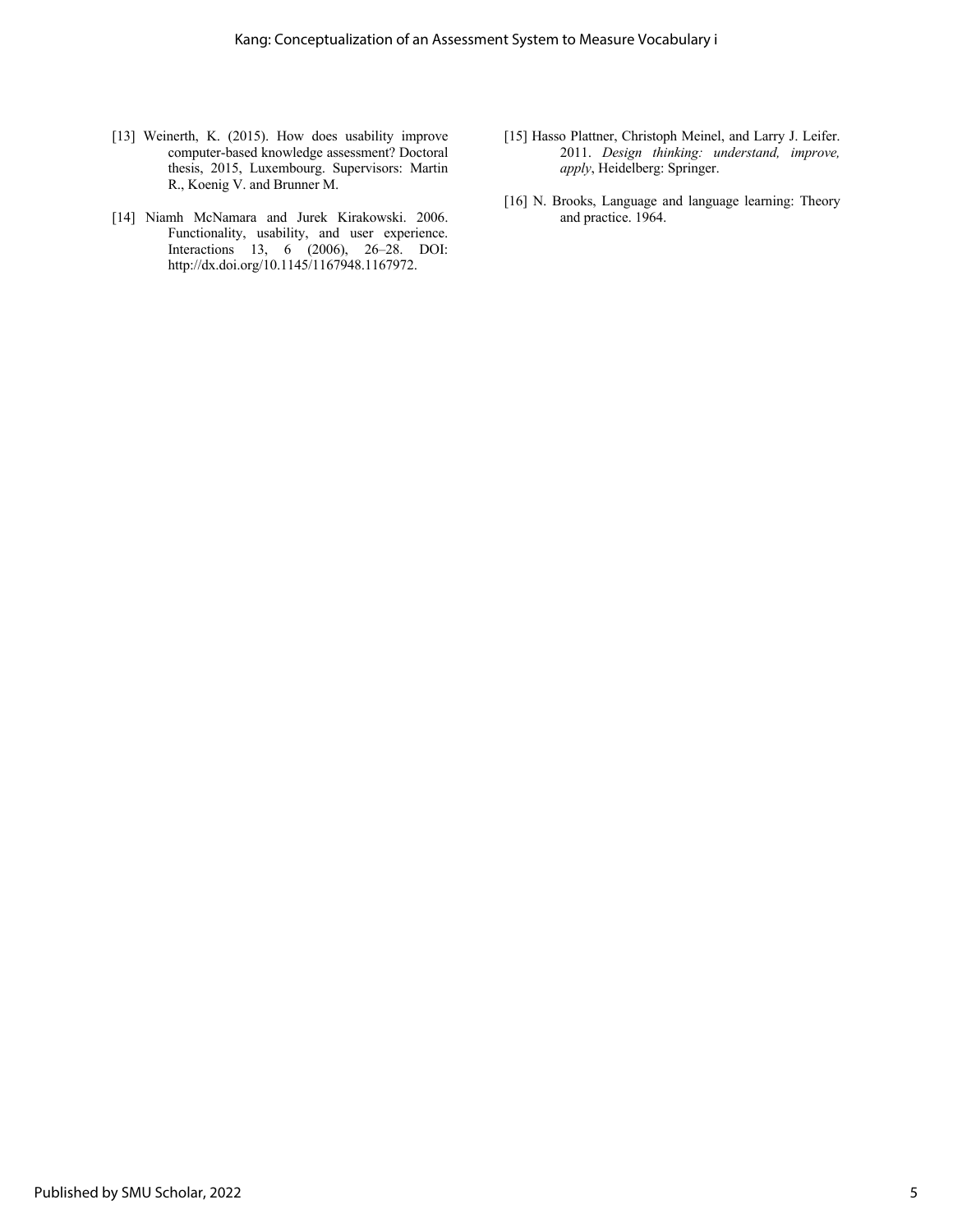[13] Weinerth, K. (2015). How does usability improve computer-based knowledge assessment? Doctoral thesis, 2015, Luxembourg. Supervisors: Martin R., Koenig V. and Brunner M.

[14] Niamh McNamara and Jurek Kirakowski. 2006. Functionality, usability, and user experience. Interactions 13, 6 (2006), 26–28. DOI: http://dx.doi.org/10.1145/1167948.1167972.

[15] Hasso Plattner, Christoph Meinel, and Larry J. Leifer. 2011. *Design thinking: understand, improve, apply*, Heidelberg: Springer.

[16] N. Brooks, Language and language learning: Theory and practice. 1964.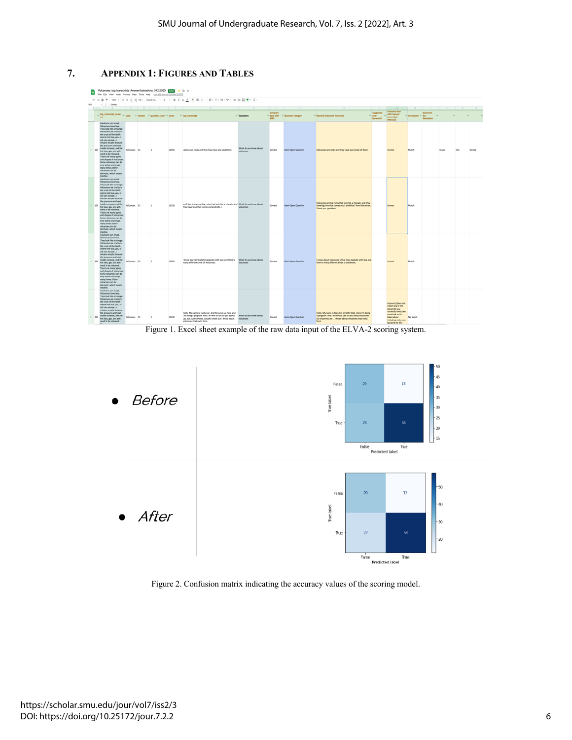## 7. APPENDIX 1: FIGURES AND TABLES

Figure 1. Excel sheet example of the raw data input of the ELVA-2 scoring system.

- *Before*

- *After*

Figure 2. Confusion matrix indicating the accuracy values of the scoring model.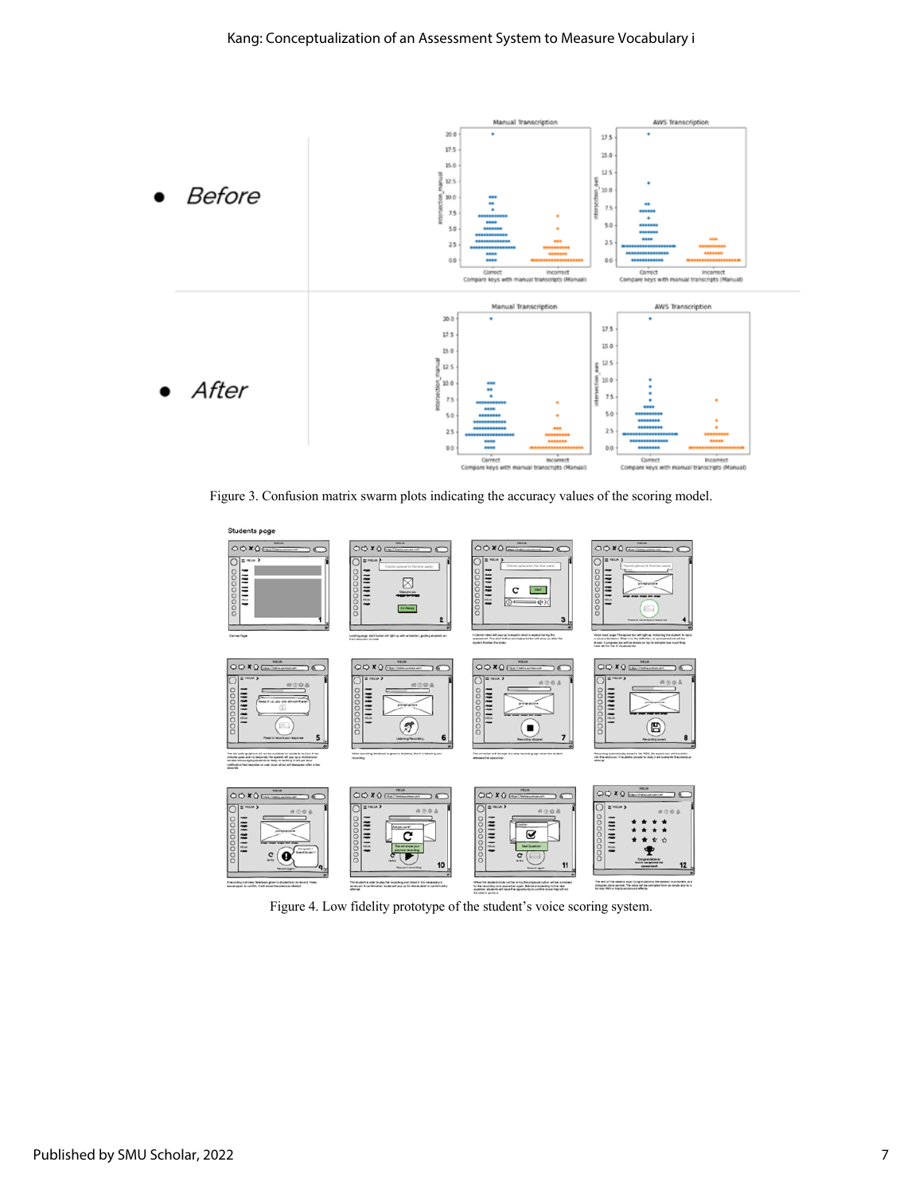Figure 3. Confusion matrix swarm plots indicating the accuracy values of the scoring model.

Figure 4. Low fidelity prototype of the student's voice scoring system.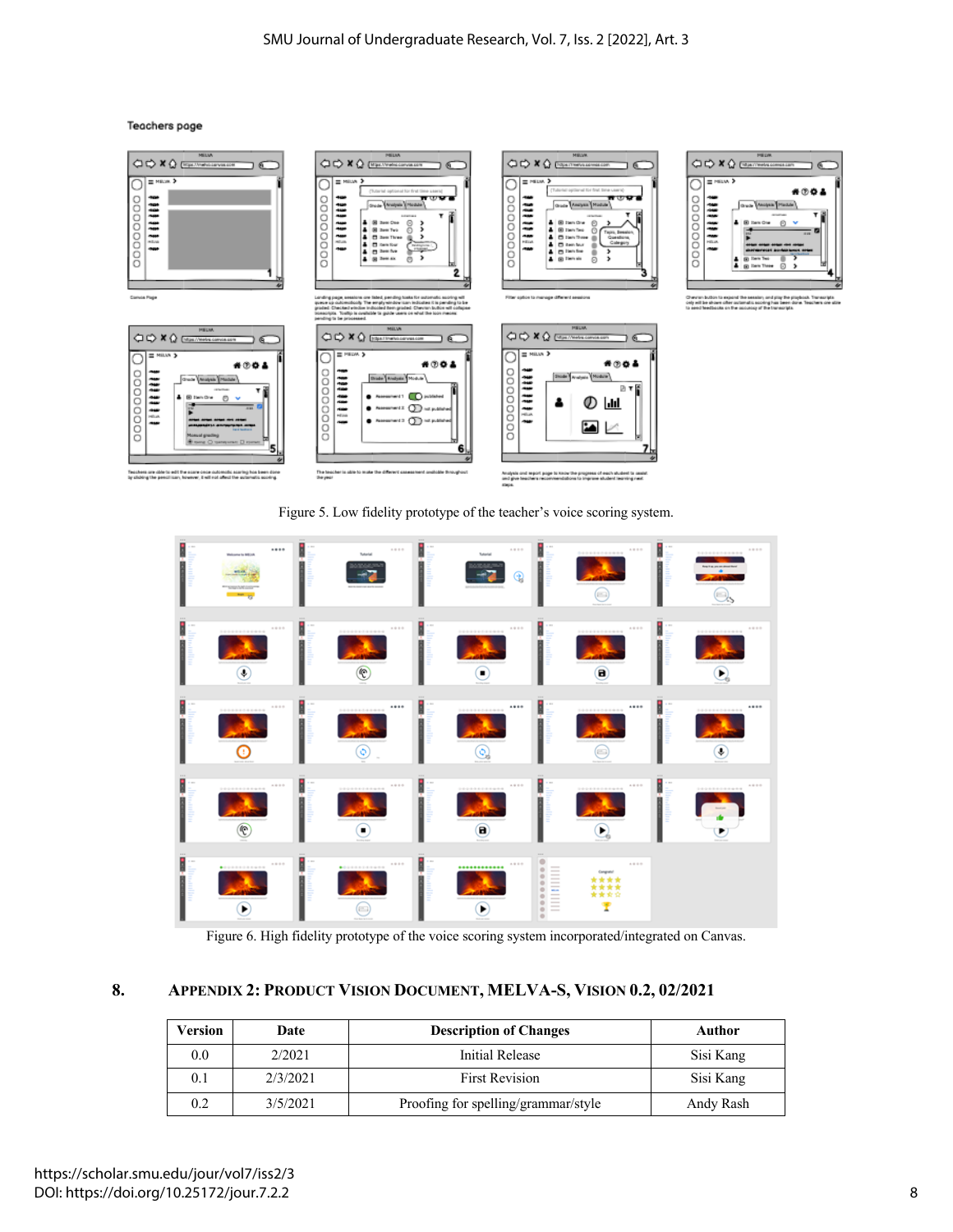Teachers page

Figure 5. Low fidelity prototype of the teacher's voice scoring system.

Figure 6. High fidelity prototype of the voice scoring system incorporated/integrated on Canvas.

## 8. APPENDIX 2: PRODUCT VISION DOCUMENT, MELVA-S, VISION 0.2, 02/2021

| Version | Date | Description of Changes | Author |
|---|---|---|---|
| 0.0 | 2/2021 | Initial Release | Sisi Kang |
| 0.1 | 2/3/2021 | First Revision | Sisi Kang |
| 0.2 | 3/5/2021 | Proofing for spelling/grammar/style | Andy Rash |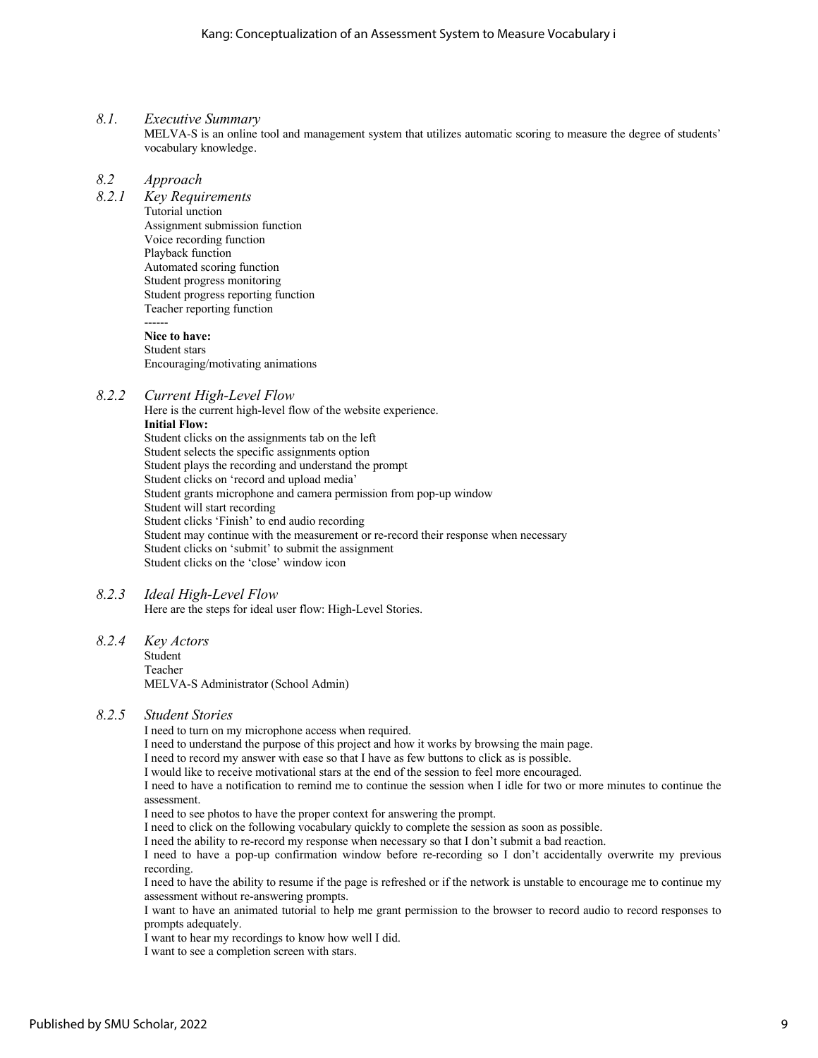### *8.1. Executive Summary*

MELVA-S is an online tool and management system that utilizes automatic scoring to measure the degree of students' vocabulary knowledge.

### *8.2 Approach*

#### *8.2.1 Key Requirements*

Tutorial unction
Assignment submission function
Voice recording function
Playback function
Automated scoring function
Student progress monitoring
Student progress reporting function
Teacher reporting function
------
**Nice to have:**
Student stars
Encouraging/motivating animations

#### *8.2.2 Current High-Level Flow*

Here is the current high-level flow of the website experience.

**Initial Flow:**
Student clicks on the assignments tab on the left
Student selects the specific assignments option
Student plays the recording and understand the prompt
Student clicks on 'record and upload media'
Student grants microphone and camera permission from pop-up window
Student will start recording
Student clicks 'Finish' to end audio recording
Student may continue with the measurement or re-record their response when necessary
Student clicks on 'submit' to submit the assignment
Student clicks on the 'close' window icon

#### *8.2.3 Ideal High-Level Flow*

Here are the steps for ideal user flow: High-Level Stories.

#### *8.2.4 Key Actors*

Student
Teacher
MELVA-S Administrator (School Admin)

#### *8.2.5 Student Stories*

I need to turn on my microphone access when required.
I need to understand the purpose of this project and how it works by browsing the main page.
I need to record my answer with ease so that I have as few buttons to click as is possible.
I would like to receive motivational stars at the end of the session to feel more encouraged.
I need to have a notification to remind me to continue the session when I idle for two or more minutes to continue the assessment.
I need to see photos to have the proper context for answering the prompt.
I need to click on the following vocabulary quickly to complete the session as soon as possible.
I need the ability to re-record my response when necessary so that I don't submit a bad reaction.
I need to have a pop-up confirmation window before re-recording so I don't accidentally overwrite my previous recording.
I need to have the ability to resume if the page is refreshed or if the network is unstable to encourage me to continue my assessment without re-answering prompts.
I want to have an animated tutorial to help me grant permission to the browser to record audio to record responses to prompts adequately.
I want to hear my recordings to know how well I did.
I want to see a completion screen with stars.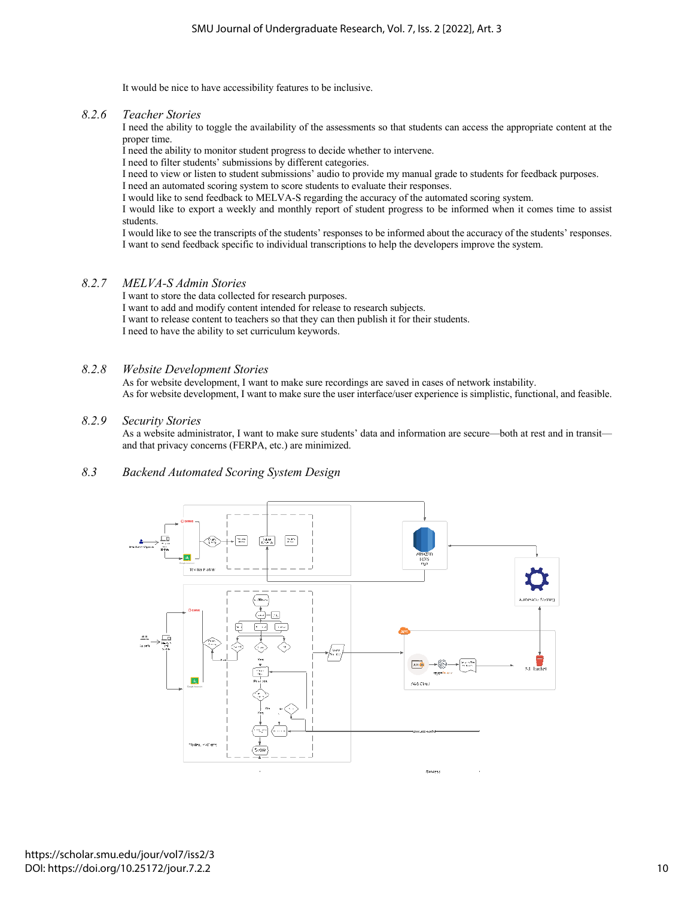It would be nice to have accessibility features to be inclusive.

### 8.2.6 *Teacher Stories*

I need the ability to toggle the availability of the assessments so that students can access the appropriate content at the proper time.
I need the ability to monitor student progress to decide whether to intervene.
I need to filter students' submissions by different categories.
I need to view or listen to student submissions' audio to provide my manual grade to students for feedback purposes.
I need an automated scoring system to score students to evaluate their responses.
I would like to send feedback to MELVA-S regarding the accuracy of the automated scoring system.
I would like to export a weekly and monthly report of student progress to be informed when it comes time to assist students.
I would like to see the transcripts of the students' responses to be informed about the accuracy of the students' responses.
I want to send feedback specific to individual transcriptions to help the developers improve the system.

### 8.2.7 *MELVA-S Admin Stories*

I want to store the data collected for research purposes.
I want to add and modify content intended for release to research subjects.
I want to release content to teachers so that they can then publish it for their students.
I need to have the ability to set curriculum keywords.

### 8.2.8 *Website Development Stories*

As for website development, I want to make sure recordings are saved in cases of network instability.
As for website development, I want to make sure the user interface/user experience is simplistic, functional, and feasible.

### 8.2.9 *Security Stories*

As a website administrator, I want to make sure students' data and information are secure—both at rest and in transit—and that privacy concerns (FERPA, etc.) are minimized.

## 8.3 *Backend Automated Scoring System Design*

Teacher Portal
Amazon RDS
Automatic Scoring
Student Portal
AWS Cloud
S3 bucket
Score
Unsuccessful
Success